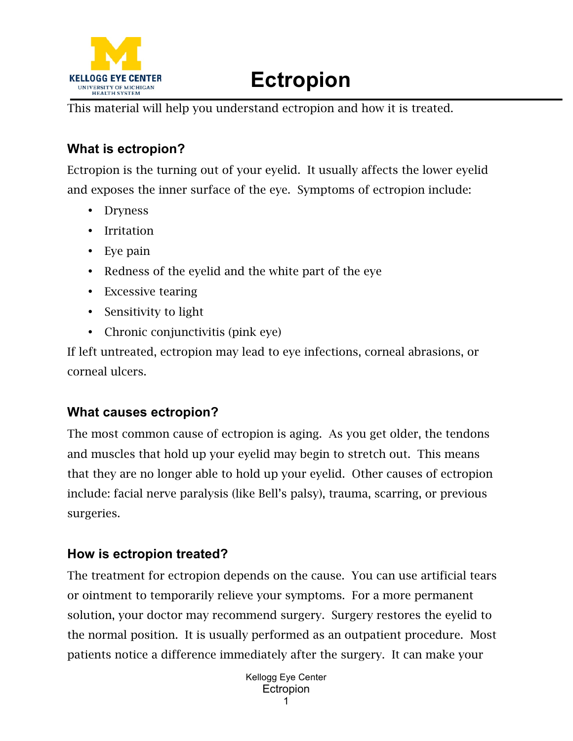# Ectropion

This material will help you understand ectropion and how it is treated.

## What is ectropion?

Ectropion is the turning out of your eyelid. It usually affects the lower eyelid and exposes the inner surface of the eye. Symptoms of ectropion include:

- Dryness
- Irritation
- Eye pain
- Redness of the eyelid and the white part of the eye
- Excessive tearing
- Sensitivity to light
- Chronic conjunctivitis (pink eye)

If left untreated, ectropion may lead to eye infections, corneal abrasions, or corneal ulcers.

## What causes ectropion?

The most common cause of ectropion is aging. As you get older, the tendons and muscles that hold up your eyelid may begin to stretch out. This means that they are no longer able to hold up your eyelid. Other causes of ectropion include: facial nerve paralysis (like Bell's palsy), trauma, scarring, or previous surgeries.

## How is ectropion treated?

The treatment for ectropion depends on the cause. You can use artificial tears or ointment to temporarily relieve your symptoms. For a more permanent solution, your doctor may recommend surgery. Surgery restores the eyelid to the normal position. It is usually performed as an outpatient procedure. Most patients notice a difference immediately after the surgery. It can make your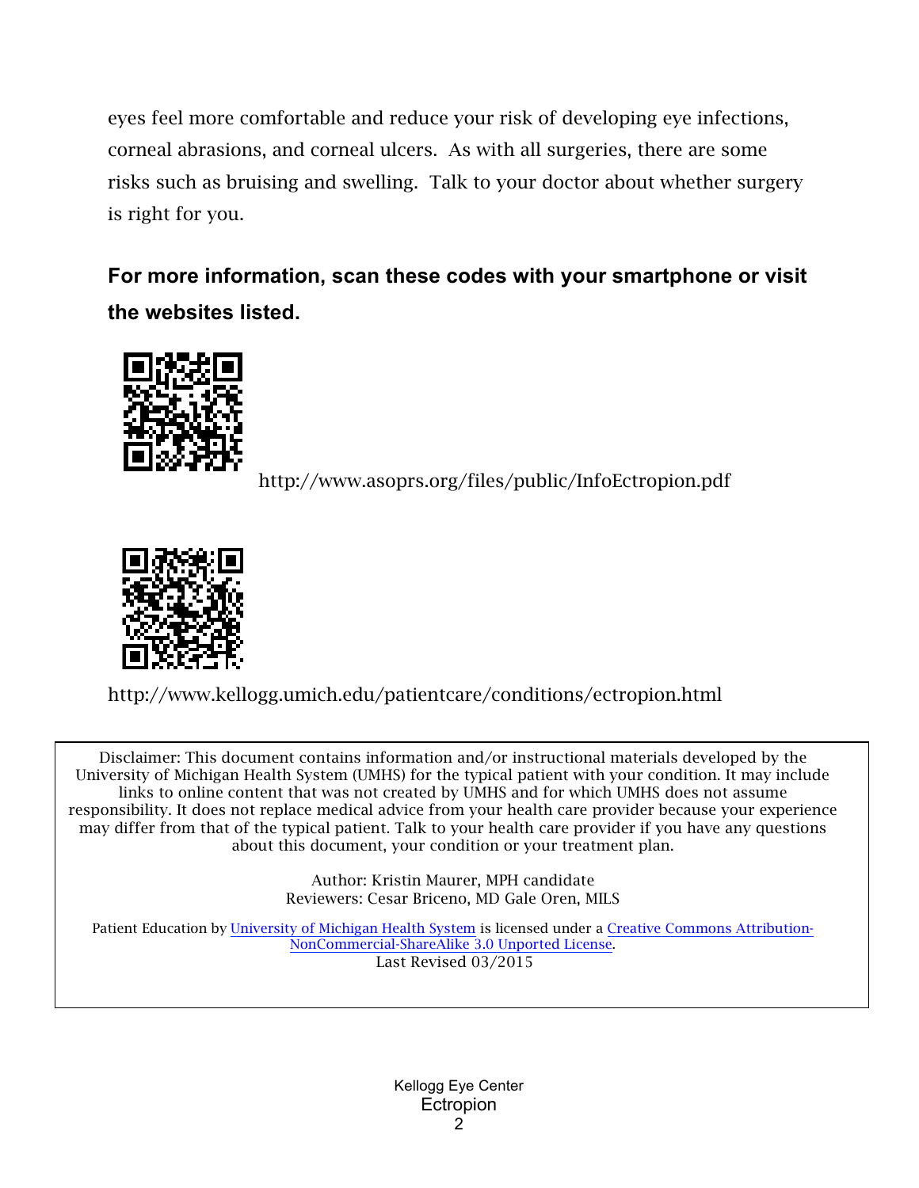eyes feel more comfortable and reduce your risk of developing eye infections, corneal abrasions, and corneal ulcers. As with all surgeries, there are some risks such as bruising and swelling. Talk to your doctor about whether surgery is right for you.

**For more information, scan these codes with your smartphone or visit the websites listed.**

http://www.asoprs.org/files/public/InfoEctropion.pdf

http://www.kellogg.umich.edu/patientcare/conditions/ectropion.html

Disclaimer: This document contains information and/or instructional materials developed by the University of Michigan Health System (UMHS) for the typical patient with your condition. It may include links to online content that was not created by UMHS and for which UMHS does not assume responsibility. It does not replace medical advice from your health care provider because your experience may differ from that of the typical patient. Talk to your health care provider if you have any questions about this document, your condition or your treatment plan.

Author: Kristin Maurer, MPH candidate
Reviewers: Cesar Briceno, MD Gale Oren, MILS

Patient Education by University of Michigan Health System is licensed under a Creative Commons Attribution-NonCommercial-ShareAlike 3.0 Unported License.
Last Revised 03/2015